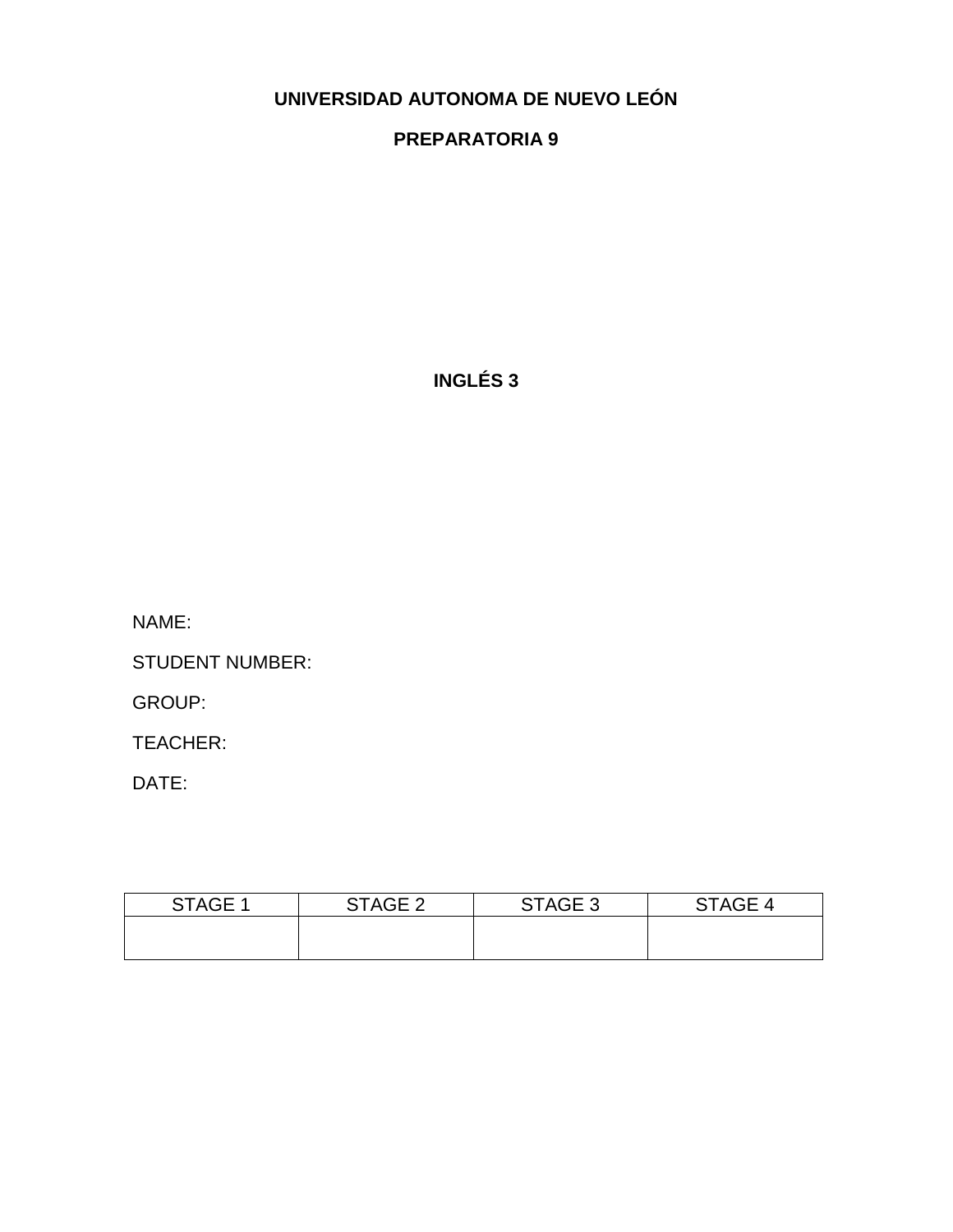**UNIVERSIDAD AUTONOMA DE NUEVO LEÓN**

**PREPARATORIA 9**

**INGLÉS 3**

NAME:

STUDENT NUMBER:

GROUP:

TEACHER:

DATE:

| STAGE 1 | STAGE 2 | STAGE 3 | STAGE 4 |
|---|---|---|---|
| | | | |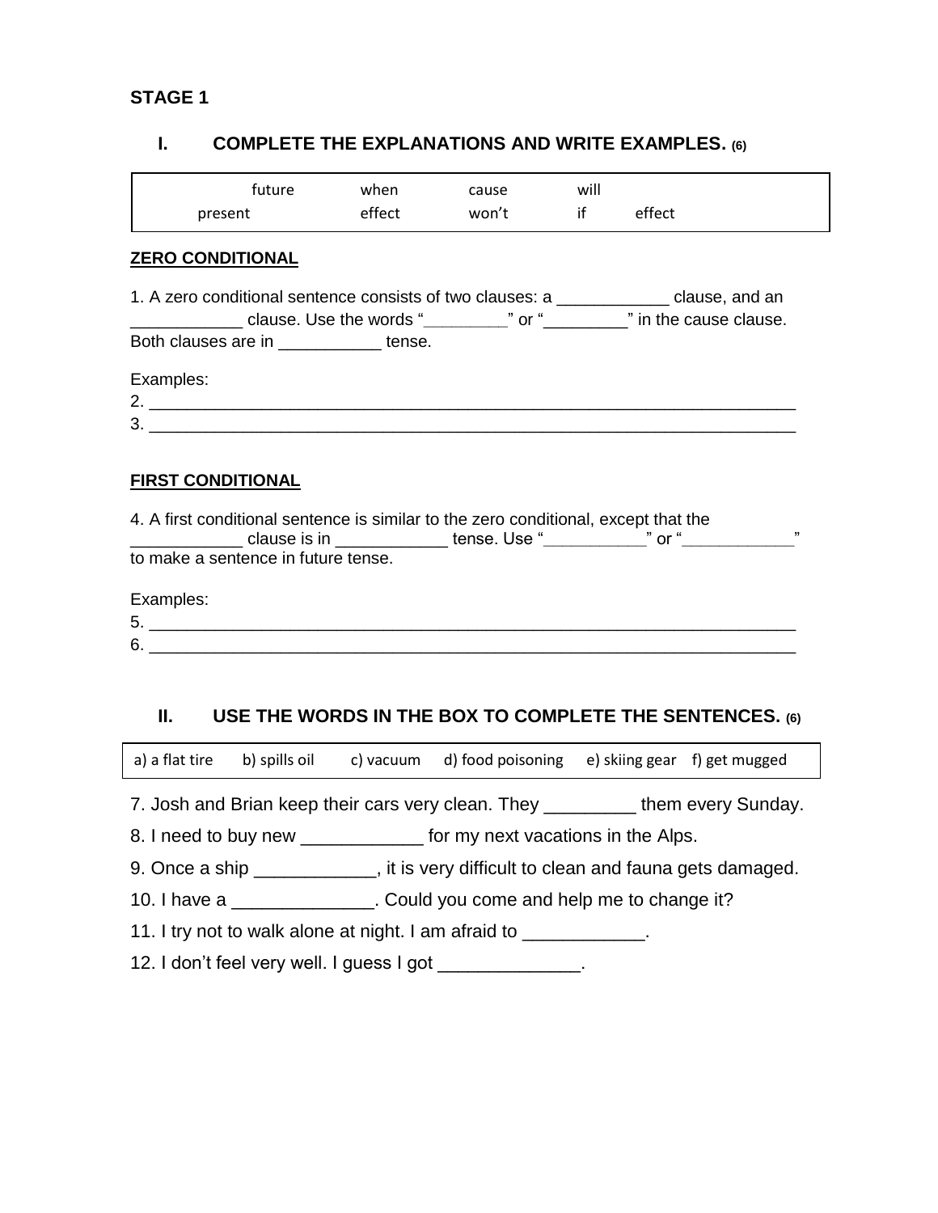**STAGE 1**

## I. COMPLETE THE EXPLANATIONS AND WRITE EXAMPLES. (6)

| future | when | cause | will | |
|---|---|---|---|---|
| present | effect | won't | if | effect |

**ZERO CONDITIONAL**

1. A zero conditional sentence consists of two clauses: a ____________ clause, and an ____________ clause. Use the words "_________" or "_________" in the cause clause. Both clauses are in ___________ tense.

Examples:

2. ______________________________________________________________________

3. ______________________________________________________________________

**FIRST CONDITIONAL**

4. A first conditional sentence is similar to the zero conditional, except that the ____________ clause is in ____________ tense. Use "___________" or "____________" to make a sentence in future tense.

Examples:

5. ______________________________________________________________________

6. ______________________________________________________________________

## II. USE THE WORDS IN THE BOX TO COMPLETE THE SENTENCES. (6)

| a) a flat tire | b) spills oil | c) vacuum | d) food poisoning | e) skiing gear | f) get mugged |
|---|---|---|---|---|---|

7. Josh and Brian keep their cars very clean. They _________ them every Sunday.

8. I need to buy new ____________ for my next vacations in the Alps.

9. Once a ship ____________, it is very difficult to clean and fauna gets damaged.

10. I have a ______________. Could you come and help me to change it?

11. I try not to walk alone at night. I am afraid to ____________.

12. I don't feel very well. I guess I got ______________.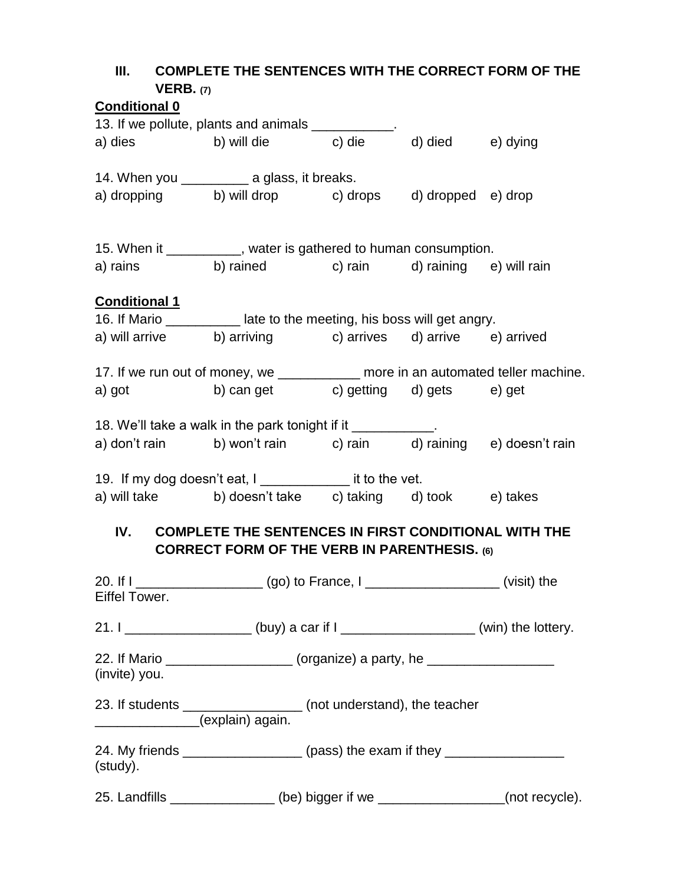## III. COMPLETE THE SENTENCES WITH THE CORRECT FORM OF THE VERB. (7)

**Conditional 0**

13. If we pollute, plants and animals ___________.

a) dies b) will die c) die d) died e) dying

14. When you _________ a glass, it breaks.

a) dropping b) will drop c) drops d) dropped e) drop

15. When it __________, water is gathered to human consumption.

a) rains b) rained c) rain d) raining e) will rain

**Conditional 1**

16. If Mario __________ late to the meeting, his boss will get angry.

a) will arrive b) arriving c) arrives d) arrive e) arrived

17. If we run out of money, we ___________ more in an automated teller machine.

a) got b) can get c) getting d) gets e) get

18. We'll take a walk in the park tonight if it ___________.

a) don't rain b) won't rain c) rain d) raining e) doesn't rain

19. If my dog doesn't eat, I ____________ it to the vet.

a) will take b) doesn't take c) taking d) took e) takes

## IV. COMPLETE THE SENTENCES IN FIRST CONDITIONAL WITH THE CORRECT FORM OF THE VERB IN PARENTHESIS. (6)

20. If I _________________ (go) to France, I __________________ (visit) the Eiffel Tower.

21. I _________________ (buy) a car if I __________________ (win) the lottery.

22. If Mario _________________ (organize) a party, he _________________ (invite) you.

23. If students ________________ (not understand), the teacher ______________(explain) again.

24. My friends ________________ (pass) the exam if they ________________ (study).

25. Landfills ______________ (be) bigger if we _________________(not recycle).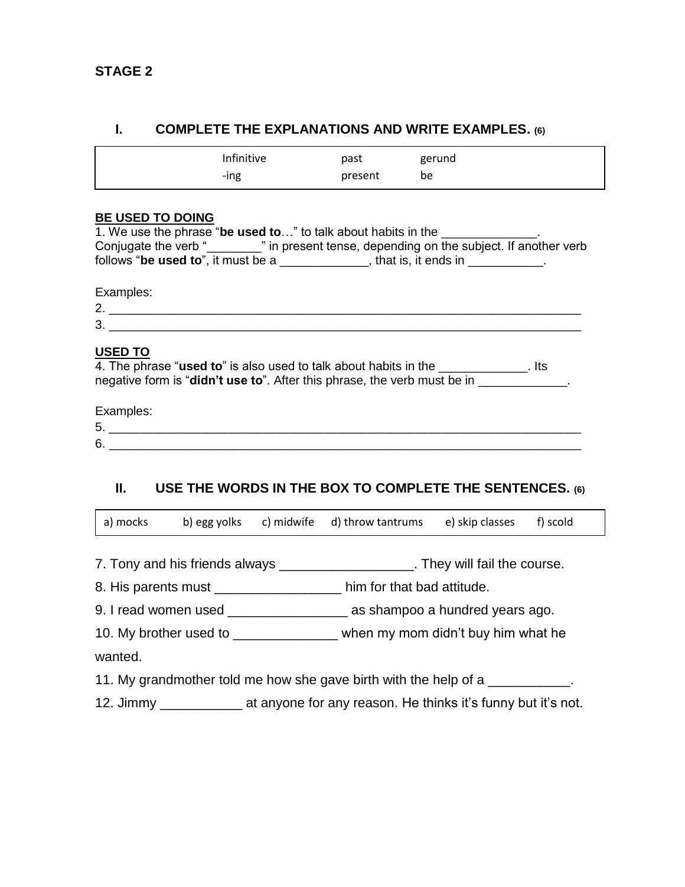**STAGE 2**

## I. COMPLETE THE EXPLANATIONS AND WRITE EXAMPLES. (6)

| Infinitive | past | gerund |
|---|---|---|
| -ing | present | be |

**BE USED TO DOING**

1. We use the phrase "**be used to**…" to talk about habits in the ______________. Conjugate the verb "________" in present tense, depending on the subject. If another verb follows "**be used to**", it must be a _____________, that is, it ends in ___________.

Examples:

2. ______________________________________________________________________
3. ______________________________________________________________________

**USED TO**

4. The phrase "**used to**" is also used to talk about habits in the _____________. Its negative form is "**didn't use to**". After this phrase, the verb must be in _____________.

Examples:

5. ______________________________________________________________________
6. ______________________________________________________________________

## II. USE THE WORDS IN THE BOX TO COMPLETE THE SENTENCES. (6)

| a) mocks | b) egg yolks | c) midwife | d) throw tantrums | e) skip classes | f) scold |
|---|---|---|---|---|---|

7. Tony and his friends always __________________. They will fail the course.

8. His parents must _________________ him for that bad attitude.

9. I read women used ________________ as shampoo a hundred years ago.

10. My brother used to ______________ when my mom didn't buy him what he wanted.

11. My grandmother told me how she gave birth with the help of a ___________.

12. Jimmy ___________ at anyone for any reason. He thinks it's funny but it's not.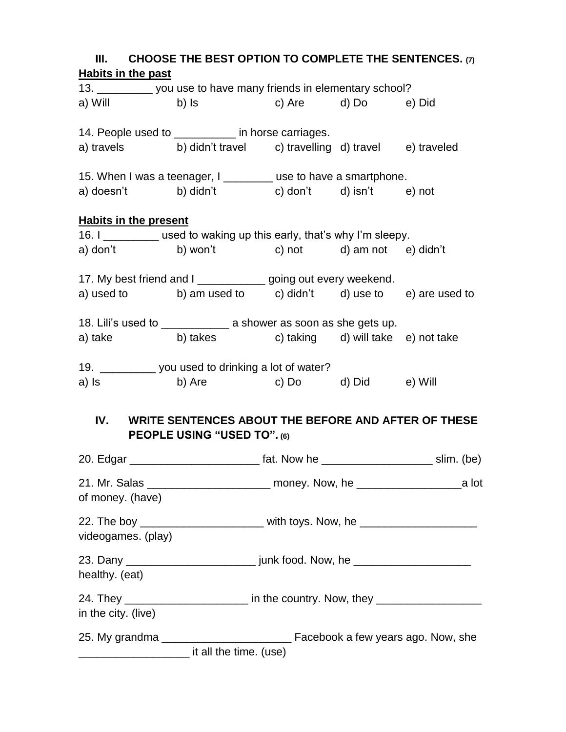## III. CHOOSE THE BEST OPTION TO COMPLETE THE SENTENCES. (7)

**Habits in the past**

13. _________ you use to have many friends in elementary school?

a) Will b) Is c) Are d) Do e) Did

14. People used to __________ in horse carriages.

a) travels b) didn't travel c) travelling d) travel e) traveled

15. When I was a teenager, I ________ use to have a smartphone.

a) doesn't b) didn't c) don't d) isn't e) not

**Habits in the present**

16. I _________ used to waking up this early, that's why I'm sleepy.

a) don't b) won't c) not d) am not e) didn't

17. My best friend and I ___________ going out every weekend.

a) used to b) am used to c) didn't d) use to e) are used to

18. Lili's used to ___________ a shower as soon as she gets up.

a) take b) takes c) taking d) will take e) not take

19. _________ you used to drinking a lot of water?

a) Is b) Are c) Do d) Did e) Will

## IV. WRITE SENTENCES ABOUT THE BEFORE AND AFTER OF THESE PEOPLE USING "USED TO". (6)

20. Edgar _____________________ fat. Now he __________________ slim. (be)

21. Mr. Salas ____________________ money. Now, he _________________a lot of money. (have)

22. The boy ____________________ with toys. Now, he ___________________ videogames. (play)

23. Dany _____________________ junk food. Now, he ___________________ healthy. (eat)

24. They ____________________ in the country. Now, they _________________ in the city. (live)

25. My grandma _____________________ Facebook a few years ago. Now, she __________________ it all the time. (use)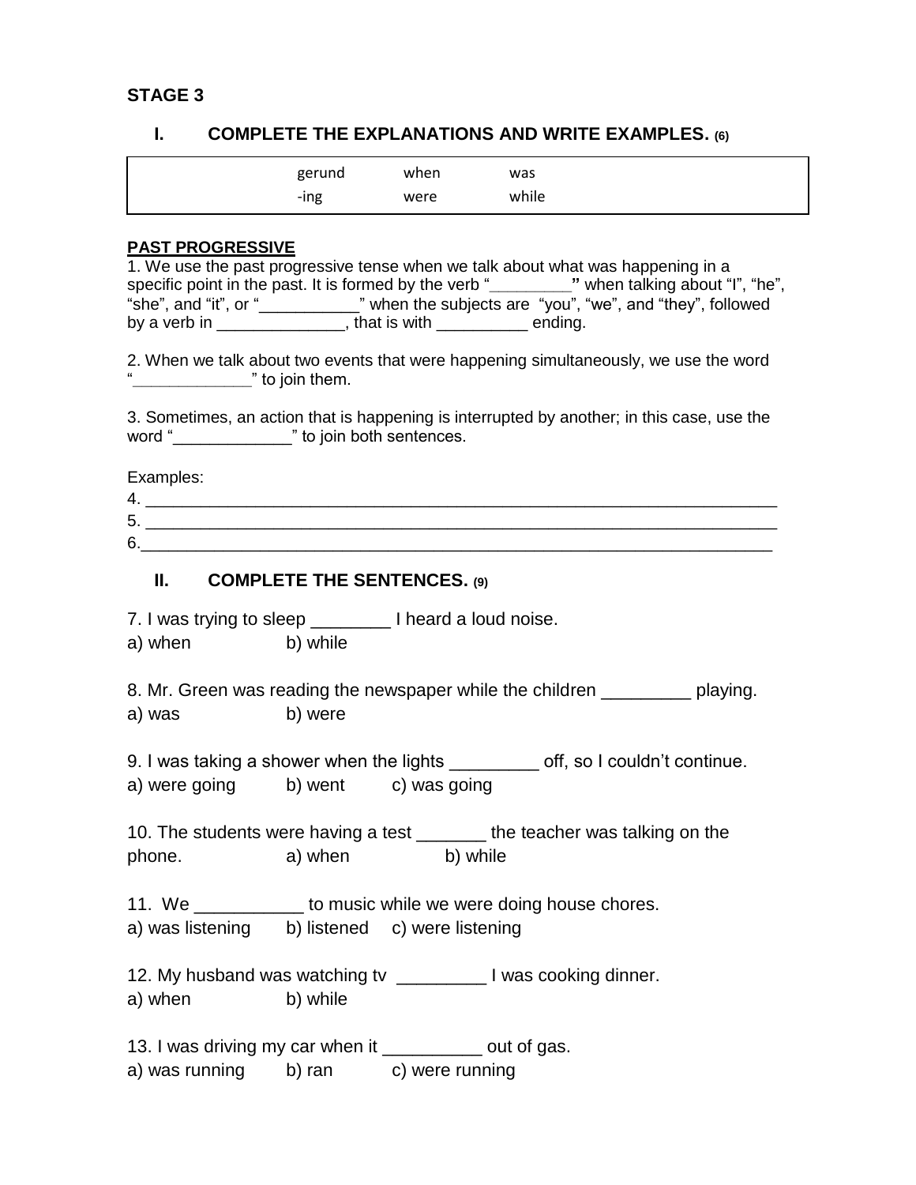**STAGE 3**

## I. COMPLETE THE EXPLANATIONS AND WRITE EXAMPLES. (6)

| gerund | when | was |
|---|---|---|
| -ing | were | while |

**PAST PROGRESSIVE**

1. We use the past progressive tense when we talk about what was happening in a specific point in the past. It is formed by the verb "_________" when talking about "I", "he", "she", and "it", or "___________" when the subjects are "you", "we", and "they", followed by a verb in ______________, that is with __________ ending.

2. When we talk about two events that were happening simultaneously, we use the word "_____________" to join them.

3. Sometimes, an action that is happening is interrupted by another; in this case, use the word "_____________" to join both sentences.

Examples:

4. ______________________________________________________________________

5. ______________________________________________________________________

6. ______________________________________________________________________

## II. COMPLETE THE SENTENCES. (9)

7. I was trying to sleep ________ I heard a loud noise.
a) when b) while

8. Mr. Green was reading the newspaper while the children _________ playing.
a) was b) were

9. I was taking a shower when the lights _________ off, so I couldn't continue.
a) were going b) went c) was going

10. The students were having a test _______ the teacher was talking on the phone. a) when b) while

11. We ___________ to music while we were doing house chores.
a) was listening b) listened c) were listening

12. My husband was watching tv _________ I was cooking dinner.
a) when b) while

13. I was driving my car when it __________ out of gas.
a) was running b) ran c) were running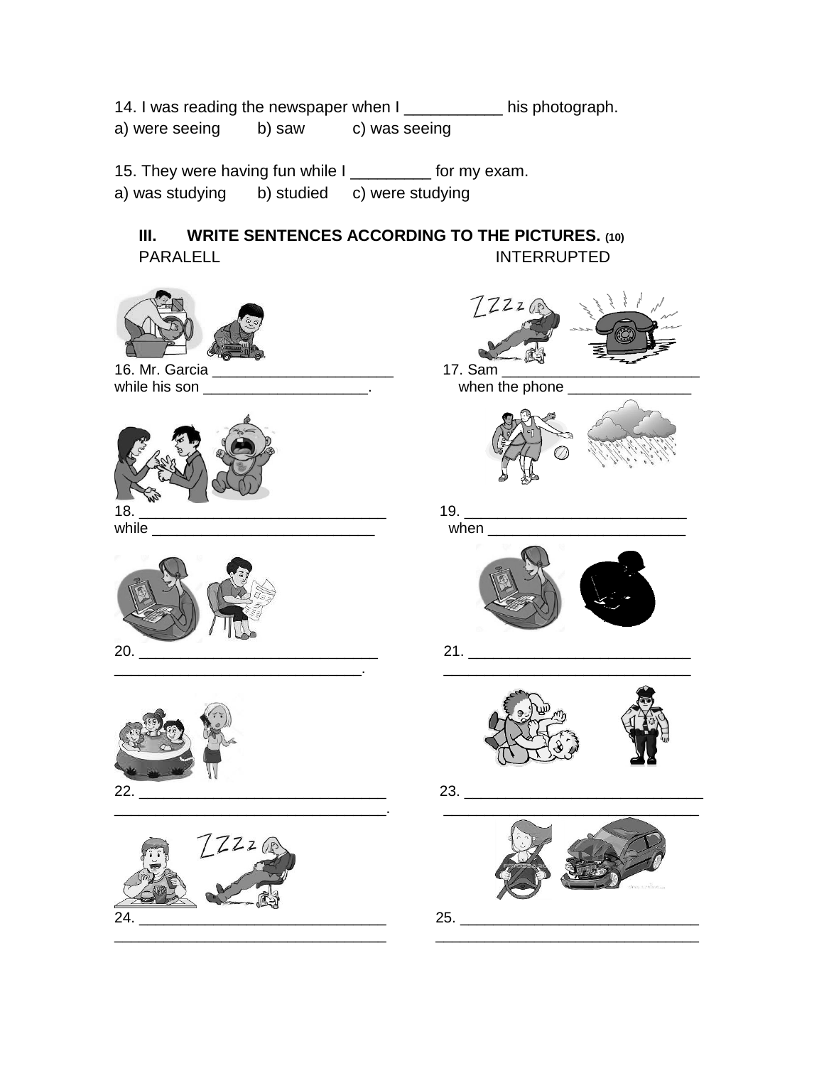14. I was reading the newspaper when I ___________ his photograph.
a) were seeing  b) saw  c) was seeing

15. They were having fun while I _________ for my exam.
a) was studying  b) studied  c) were studying

### III. WRITE SENTENCES ACCORDING TO THE PICTURES. (10)

PARALELL  INTERRUPTED

16. Mr. Garcia _______________________
while his son ____________________.

17. Sam _________________________
when the phone ________________

18. _______________________________
while ___________________________

19. ___________________________
when ________________________

20. _____________________________
_____________________________.

21. ____________________________
______________________________

22. ______________________________
_________________________________.

23. _____________________________
_______________________________

24. ______________________________
______________________________

25. ______________________________
______________________________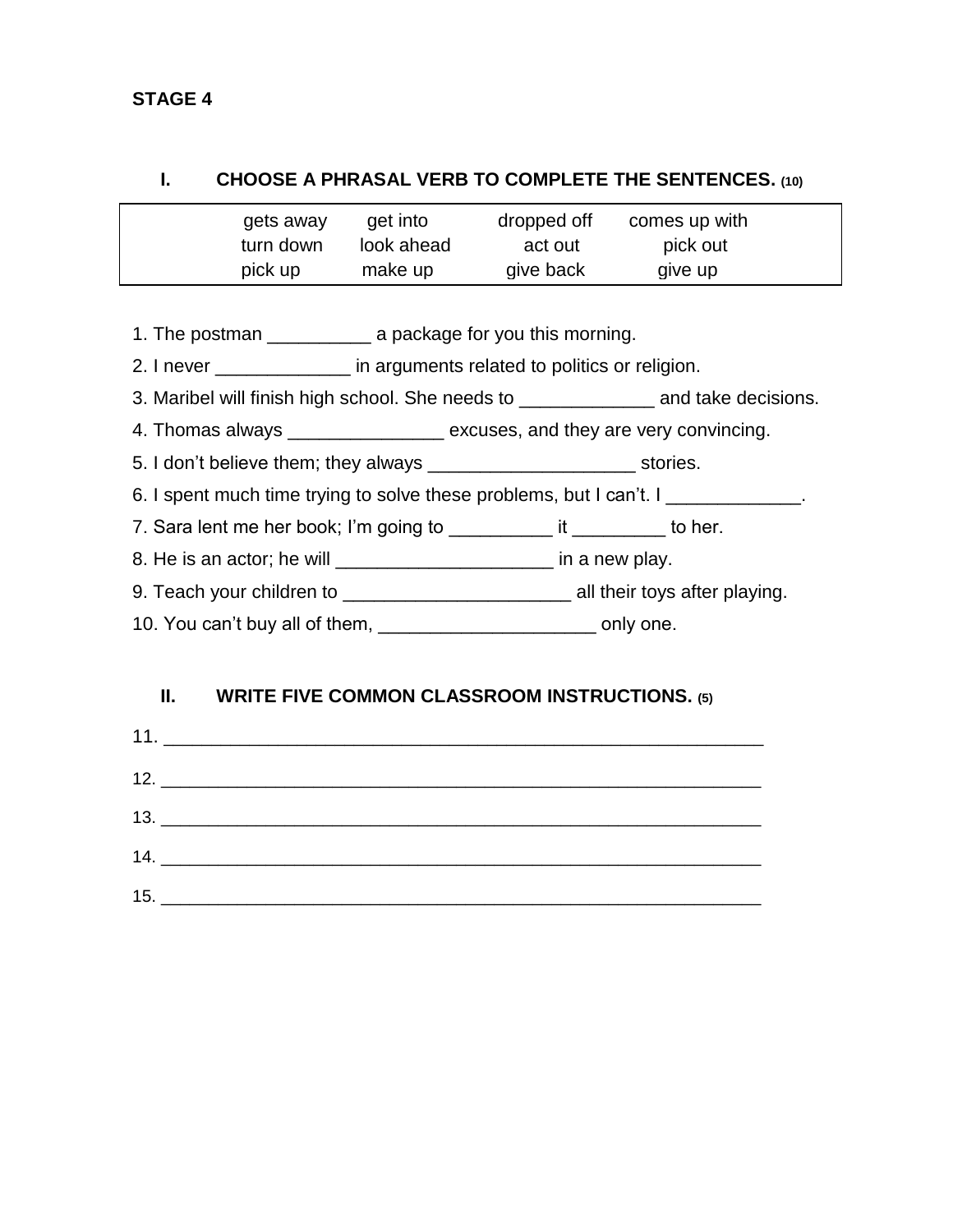**STAGE 4**

## I. CHOOSE A PHRASAL VERB TO COMPLETE THE SENTENCES. (10)

| | | | |
|---|---|---|---|
| gets away | get into | dropped off | comes up with |
| turn down | look ahead | act out | pick out |
| pick up | make up | give back | give up |

1. The postman __________ a package for you this morning.
2. I never _____________ in arguments related to politics or religion.
3. Maribel will finish high school. She needs to _____________ and take decisions.
4. Thomas always _______________ excuses, and they are very convincing.
5. I don't believe them; they always ____________________ stories.
6. I spent much time trying to solve these problems, but I can't. I _____________.
7. Sara lent me her book; I'm going to __________ it _________ to her.
8. He is an actor; he will _____________________ in a new play.
9. Teach your children to ______________________ all their toys after playing.
10. You can't buy all of them, _____________________ only one.

## II. WRITE FIVE COMMON CLASSROOM INSTRUCTIONS. (5)

11. _______________________________________________________________

12. _______________________________________________________________

13. _______________________________________________________________

14. _______________________________________________________________

15. _______________________________________________________________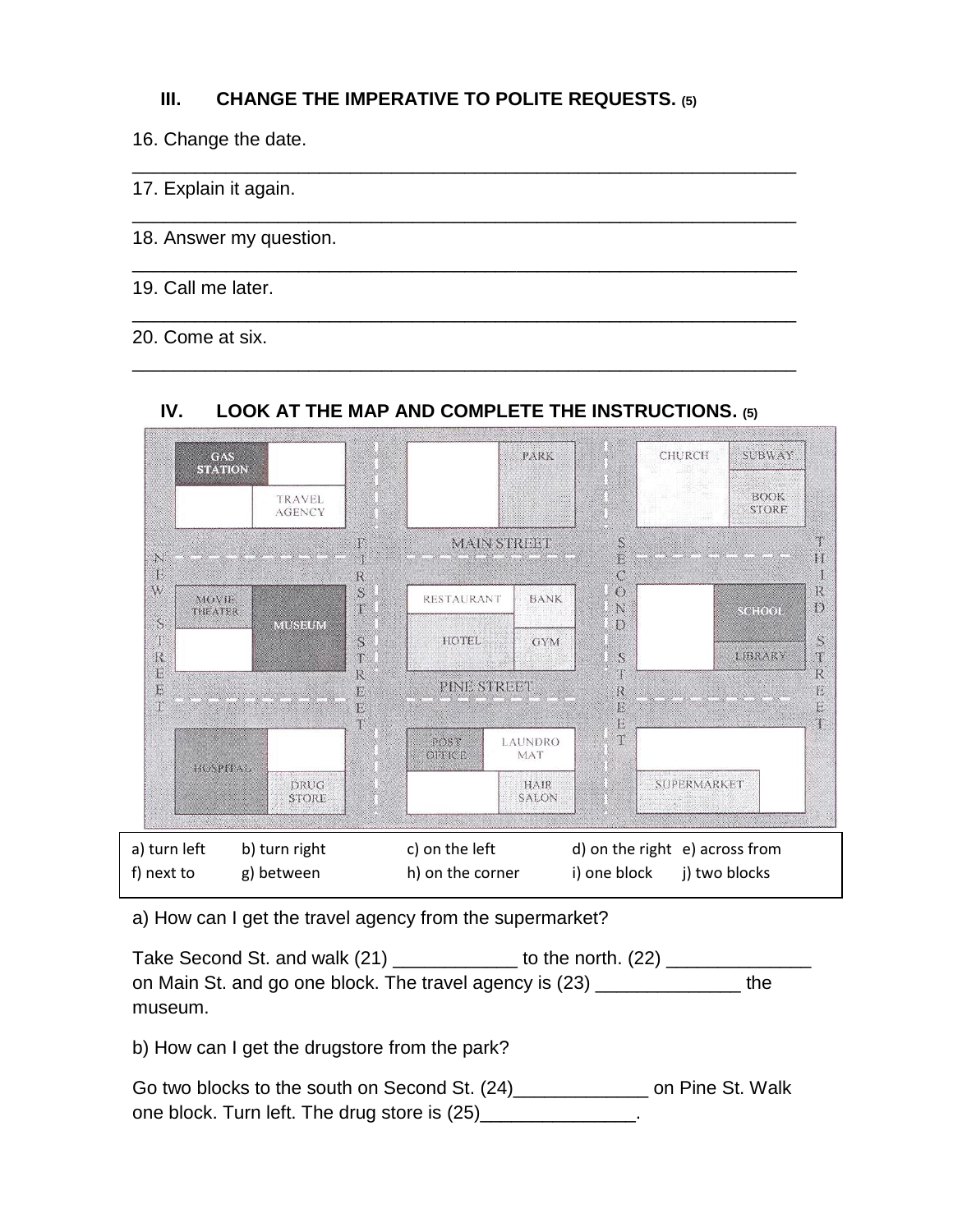### III. CHANGE THE IMPERATIVE TO POLITE REQUESTS. (5)

16. Change the date.

_______________________________________________________________

17. Explain it again.

_______________________________________________________________

18. Answer my question.

_______________________________________________________________

19. Call me later.

_______________________________________________________________

20. Come at six.

_______________________________________________________________

### IV. LOOK AT THE MAP AND COMPLETE THE INSTRUCTIONS. (5)

GAS STATION
TRAVEL AGENCY
PARK
CHURCH
SUBWAY
BOOK STORE
MAIN STREET
NEW STREET
FIRST STREET
SECOND STREET
THIRD STREET
MOVIE THEATER
MUSEUM
RESTAURANT
BANK
HOTEL
GYM
SCHOOL
LIBRARY
PINE STREET
HOSPITAL
DRUG STORE
POST OFFICE
LAUNDRO MAT
HAIR SALON
SUPERMARKET

| | | | | |
|---|---|---|---|---|
| a) turn left | b) turn right | c) on the left | d) on the right | e) across from |
| f) next to | g) between | h) on the corner | i) one block | j) two blocks |

a) How can I get the travel agency from the supermarket?

Take Second St. and walk (21) ____________ to the north. (22) ______________ on Main St. and go one block. The travel agency is (23) ______________ the museum.

b) How can I get the drugstore from the park?

Go two blocks to the south on Second St. (24)_____________ on Pine St. Walk one block. Turn left. The drug store is (25)_______________.